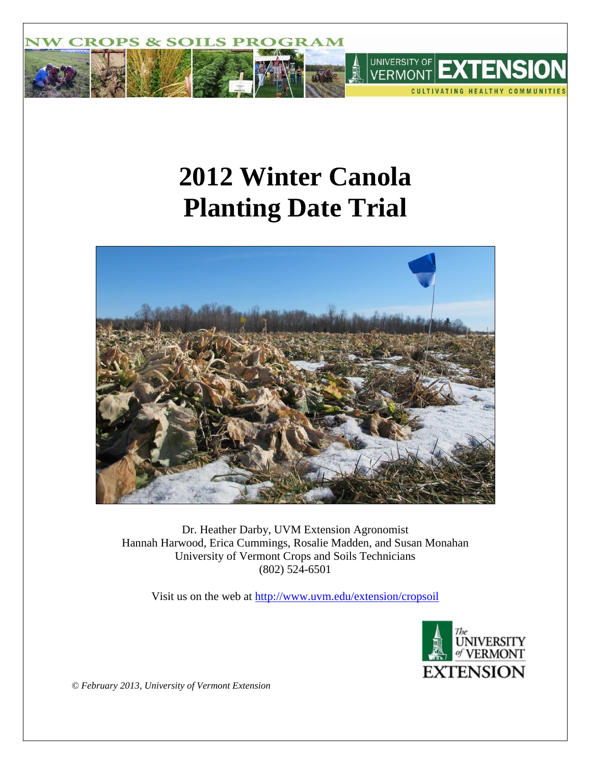NW CROPS & SOILS PROGRAM

UNIVERSITY OF VERMONT EXTENSION

CULTIVATING HEALTHY COMMUNITIES

# 2012 Winter Canola Planting Date Trial

Dr. Heather Darby, UVM Extension Agronomist
Hannah Harwood, Erica Cummings, Rosalie Madden, and Susan Monahan
University of Vermont Crops and Soils Technicians
(802) 524-6501

Visit us on the web at http://www.uvm.edu/extension/cropsoil

The University of Vermont Extension

*© February 2013, University of Vermont Extension*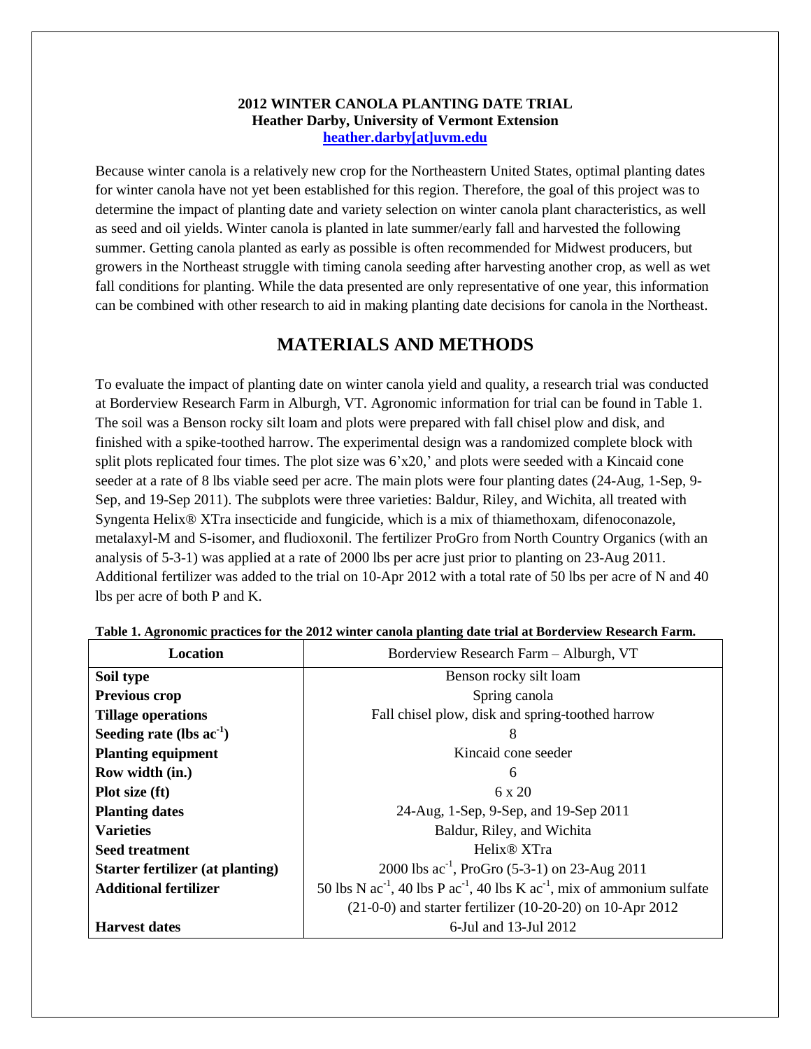**2012 WINTER CANOLA PLANTING DATE TRIAL**
**Heather Darby, University of Vermont Extension**
**heather.darby[at]uvm.edu**

Because winter canola is a relatively new crop for the Northeastern United States, optimal planting dates for winter canola have not yet been established for this region. Therefore, the goal of this project was to determine the impact of planting date and variety selection on winter canola plant characteristics, as well as seed and oil yields. Winter canola is planted in late summer/early fall and harvested the following summer. Getting canola planted as early as possible is often recommended for Midwest producers, but growers in the Northeast struggle with timing canola seeding after harvesting another crop, as well as wet fall conditions for planting. While the data presented are only representative of one year, this information can be combined with other research to aid in making planting date decisions for canola in the Northeast.

# MATERIALS AND METHODS

To evaluate the impact of planting date on winter canola yield and quality, a research trial was conducted at Borderview Research Farm in Alburgh, VT. Agronomic information for trial can be found in Table 1. The soil was a Benson rocky silt loam and plots were prepared with fall chisel plow and disk, and finished with a spike-toothed harrow. The experimental design was a randomized complete block with split plots replicated four times. The plot size was 6'x20,' and plots were seeded with a Kincaid cone seeder at a rate of 8 lbs viable seed per acre. The main plots were four planting dates (24-Aug, 1-Sep, 9-Sep, and 19-Sep 2011). The subplots were three varieties: Baldur, Riley, and Wichita, all treated with Syngenta Helix® XTra insecticide and fungicide, which is a mix of thiamethoxam, difenoconazole, metalaxyl-M and S-isomer, and fludioxonil. The fertilizer ProGro from North Country Organics (with an analysis of 5-3-1) was applied at a rate of 2000 lbs per acre just prior to planting on 23-Aug 2011. Additional fertilizer was added to the trial on 10-Apr 2012 with a total rate of 50 lbs per acre of N and 40 lbs per acre of both P and K.

**Table 1. Agronomic practices for the 2012 winter canola planting date trial at Borderview Research Farm.**

| Location | Borderview Research Farm – Alburgh, VT |
|---|---|
| **Soil type** | Benson rocky silt loam |
| **Previous crop** | Spring canola |
| **Tillage operations** | Fall chisel plow, disk and spring-toothed harrow |
| **Seeding rate (lbs ac$^{-1}$)** | 8 |
| **Planting equipment** | Kincaid cone seeder |
| **Row width (in.)** | 6 |
| **Plot size (ft)** | 6 x 20 |
| **Planting dates** | 24-Aug, 1-Sep, 9-Sep, and 19-Sep 2011 |
| **Varieties** | Baldur, Riley, and Wichita |
| **Seed treatment** | Helix® XTra |
| **Starter fertilizer (at planting)** | 2000 lbs ac$^{-1}$, ProGro (5-3-1) on 23-Aug 2011 |
| **Additional fertilizer** | 50 lbs N ac$^{-1}$, 40 lbs P ac$^{-1}$, 40 lbs K ac$^{-1}$, mix of ammonium sulfate (21-0-0) and starter fertilizer (10-20-20) on 10-Apr 2012 |
| **Harvest dates** | 6-Jul and 13-Jul 2012 |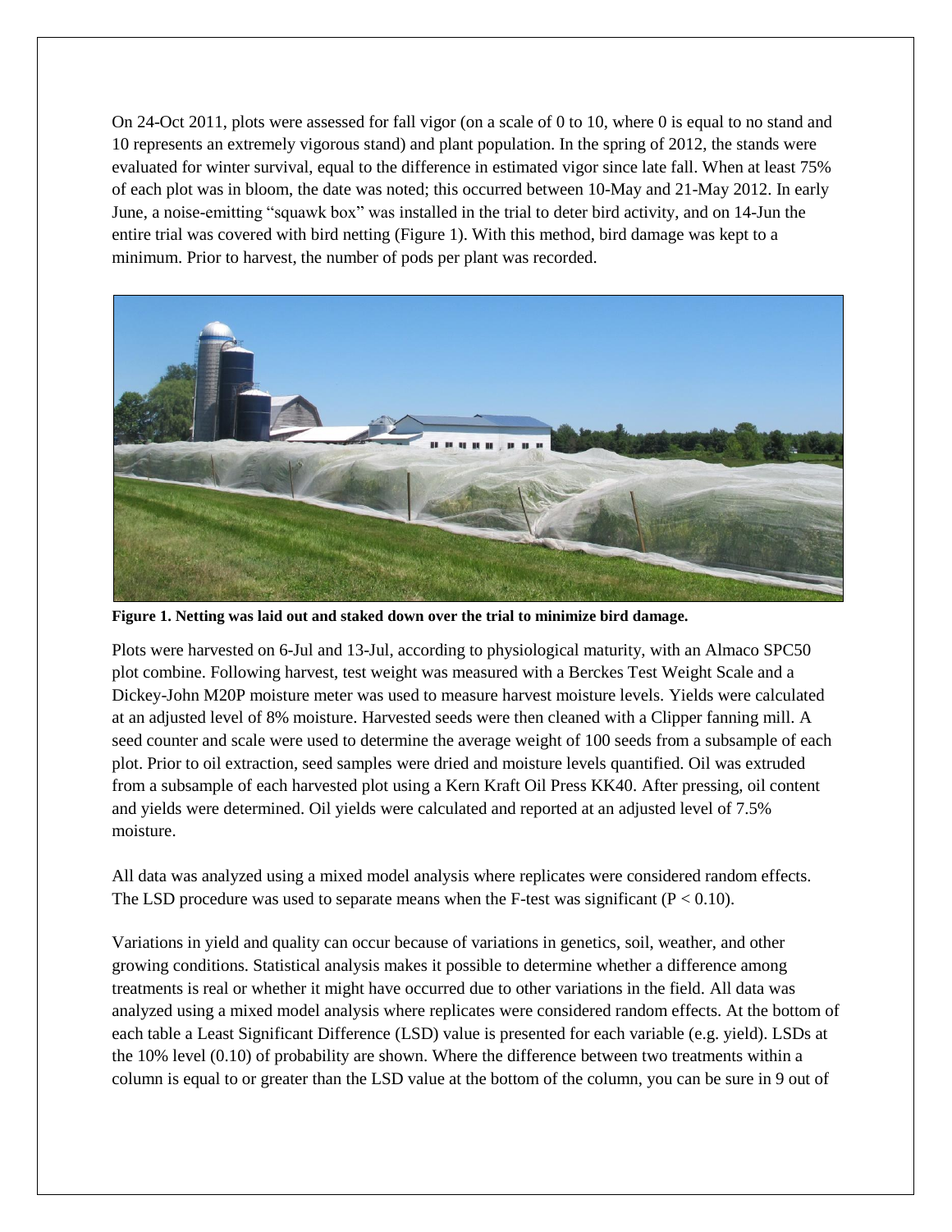On 24-Oct 2011, plots were assessed for fall vigor (on a scale of 0 to 10, where 0 is equal to no stand and 10 represents an extremely vigorous stand) and plant population. In the spring of 2012, the stands were evaluated for winter survival, equal to the difference in estimated vigor since late fall. When at least 75% of each plot was in bloom, the date was noted; this occurred between 10-May and 21-May 2012. In early June, a noise-emitting "squawk box" was installed in the trial to deter bird activity, and on 14-Jun the entire trial was covered with bird netting (Figure 1). With this method, bird damage was kept to a minimum. Prior to harvest, the number of pods per plant was recorded.

**Figure 1. Netting was laid out and staked down over the trial to minimize bird damage.**

Plots were harvested on 6-Jul and 13-Jul, according to physiological maturity, with an Almaco SPC50 plot combine. Following harvest, test weight was measured with a Berckes Test Weight Scale and a Dickey-John M20P moisture meter was used to measure harvest moisture levels. Yields were calculated at an adjusted level of 8% moisture. Harvested seeds were then cleaned with a Clipper fanning mill. A seed counter and scale were used to determine the average weight of 100 seeds from a subsample of each plot. Prior to oil extraction, seed samples were dried and moisture levels quantified. Oil was extruded from a subsample of each harvested plot using a Kern Kraft Oil Press KK40. After pressing, oil content and yields were determined. Oil yields were calculated and reported at an adjusted level of 7.5% moisture.

All data was analyzed using a mixed model analysis where replicates were considered random effects. The LSD procedure was used to separate means when the F-test was significant ($P < 0.10$).

Variations in yield and quality can occur because of variations in genetics, soil, weather, and other growing conditions. Statistical analysis makes it possible to determine whether a difference among treatments is real or whether it might have occurred due to other variations in the field. All data was analyzed using a mixed model analysis where replicates were considered random effects. At the bottom of each table a Least Significant Difference (LSD) value is presented for each variable (e.g. yield). LSDs at the 10% level (0.10) of probability are shown. Where the difference between two treatments within a column is equal to or greater than the LSD value at the bottom of the column, you can be sure in 9 out of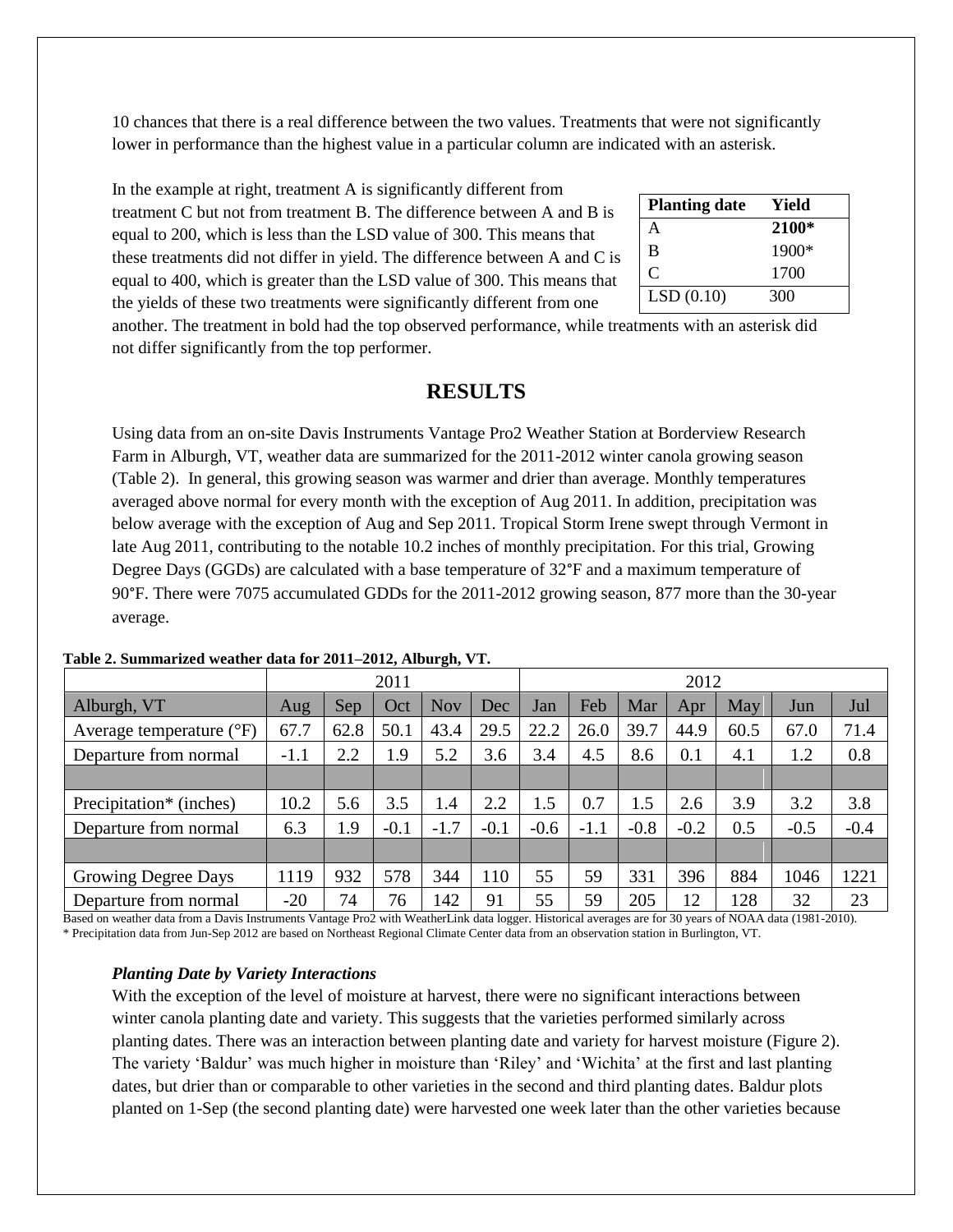10 chances that there is a real difference between the two values. Treatments that were not significantly lower in performance than the highest value in a particular column are indicated with an asterisk.

In the example at right, treatment A is significantly different from treatment C but not from treatment B. The difference between A and B is equal to 200, which is less than the LSD value of 300. This means that these treatments did not differ in yield. The difference between A and C is equal to 400, which is greater than the LSD value of 300. This means that the yields of these two treatments were significantly different from one another. The treatment in bold had the top observed performance, while treatments with an asterisk did not differ significantly from the top performer.

| Planting date | Yield |
|---|---|
| A | **2100*** |
| B | 1900* |
| C | 1700 |
| LSD (0.10) | 300 |

## RESULTS

Using data from an on-site Davis Instruments Vantage Pro2 Weather Station at Borderview Research Farm in Alburgh, VT, weather data are summarized for the 2011-2012 winter canola growing season (Table 2). In general, this growing season was warmer and drier than average. Monthly temperatures averaged above normal for every month with the exception of Aug 2011. In addition, precipitation was below average with the exception of Aug and Sep 2011. Tropical Storm Irene swept through Vermont in late Aug 2011, contributing to the notable 10.2 inches of monthly precipitation. For this trial, Growing Degree Days (GGDs) are calculated with a base temperature of 32°F and a maximum temperature of 90°F. There were 7075 accumulated GDDs for the 2011-2012 growing season, 877 more than the 30-year average.

**Table 2. Summarized weather data for 2011–2012, Alburgh, VT.**

| | 2011 | | | | | 2012 | | | | | | |
|---|---|---|---|---|---|---|---|---|---|---|---|---|
| Alburgh, VT | Aug | Sep | Oct | Nov | Dec | Jan | Feb | Mar | Apr | May | Jun | Jul |
| Average temperature (°F) | 67.7 | 62.8 | 50.1 | 43.4 | 29.5 | 22.2 | 26.0 | 39.7 | 44.9 | 60.5 | 67.0 | 71.4 |
| Departure from normal | -1.1 | 2.2 | 1.9 | 5.2 | 3.6 | 3.4 | 4.5 | 8.6 | 0.1 | 4.1 | 1.2 | 0.8 |
| | | | | | | | | | | | | |
| Precipitation* (inches) | 10.2 | 5.6 | 3.5 | 1.4 | 2.2 | 1.5 | 0.7 | 1.5 | 2.6 | 3.9 | 3.2 | 3.8 |
| Departure from normal | 6.3 | 1.9 | -0.1 | -1.7 | -0.1 | -0.6 | -1.1 | -0.8 | -0.2 | 0.5 | -0.5 | -0.4 |
| | | | | | | | | | | | | |
| Growing Degree Days | 1119 | 932 | 578 | 344 | 110 | 55 | 59 | 331 | 396 | 884 | 1046 | 1221 |
| Departure from normal | -20 | 74 | 76 | 142 | 91 | 55 | 59 | 205 | 12 | 128 | 32 | 23 |

Based on weather data from a Davis Instruments Vantage Pro2 with WeatherLink data logger. Historical averages are for 30 years of NOAA data (1981-2010).
* Precipitation data from Jun-Sep 2012 are based on Northeast Regional Climate Center data from an observation station in Burlington, VT.

### *Planting Date by Variety Interactions*

With the exception of the level of moisture at harvest, there were no significant interactions between winter canola planting date and variety. This suggests that the varieties performed similarly across planting dates. There was an interaction between planting date and variety for harvest moisture (Figure 2). The variety 'Baldur' was much higher in moisture than 'Riley' and 'Wichita' at the first and last planting dates, but drier than or comparable to other varieties in the second and third planting dates. Baldur plots planted on 1-Sep (the second planting date) were harvested one week later than the other varieties because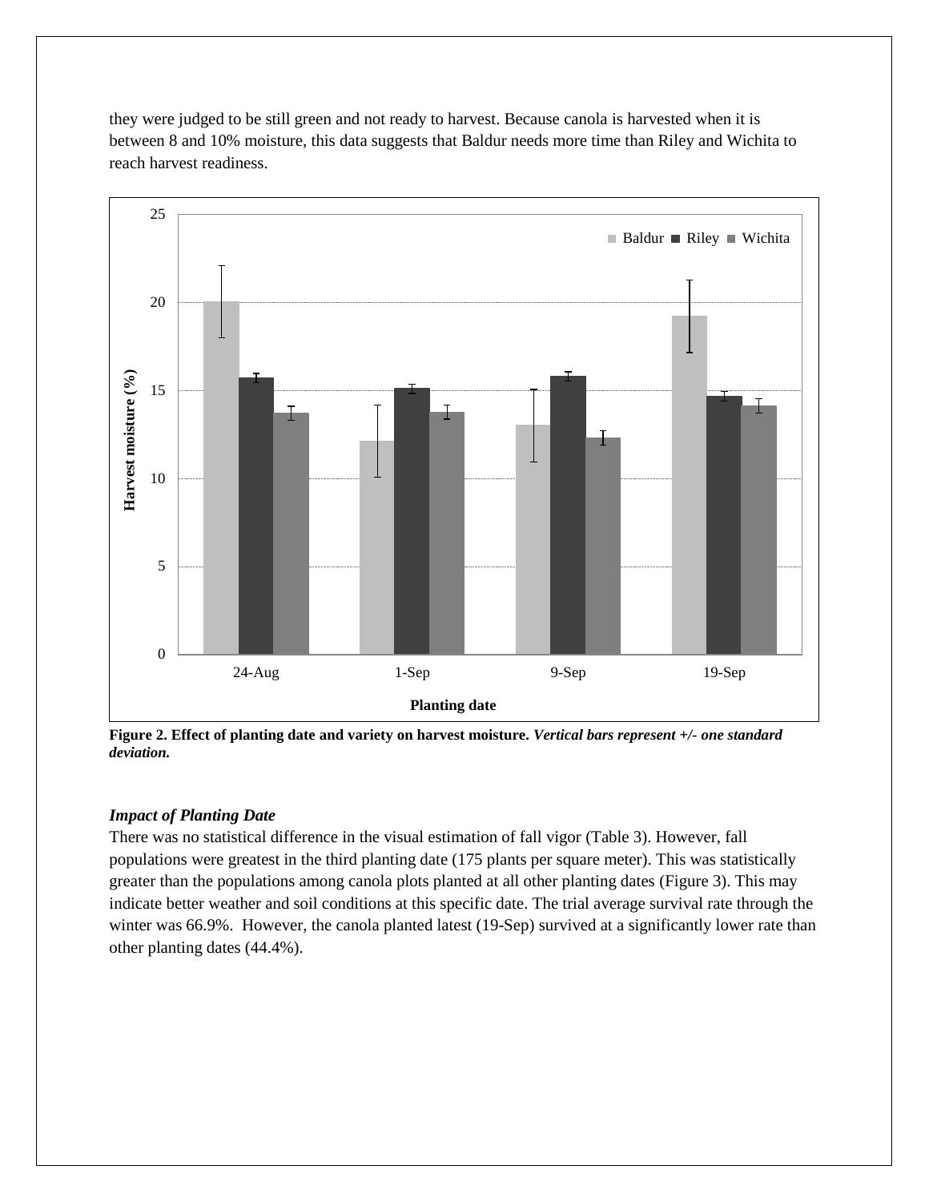they were judged to be still green and not ready to harvest. Because canola is harvested when it is between 8 and 10% moisture, this data suggests that Baldur needs more time than Riley and Wichita to reach harvest readiness.

**Figure 2. Effect of planting date and variety on harvest moisture.** ***Vertical bars represent +/- one standard deviation.***

### *Impact of Planting Date*

There was no statistical difference in the visual estimation of fall vigor (Table 3). However, fall populations were greatest in the third planting date (175 plants per square meter). This was statistically greater than the populations among canola plots planted at all other planting dates (Figure 3). This may indicate better weather and soil conditions at this specific date. The trial average survival rate through the winter was 66.9%. However, the canola planted latest (19-Sep) survived at a significantly lower rate than other planting dates (44.4%).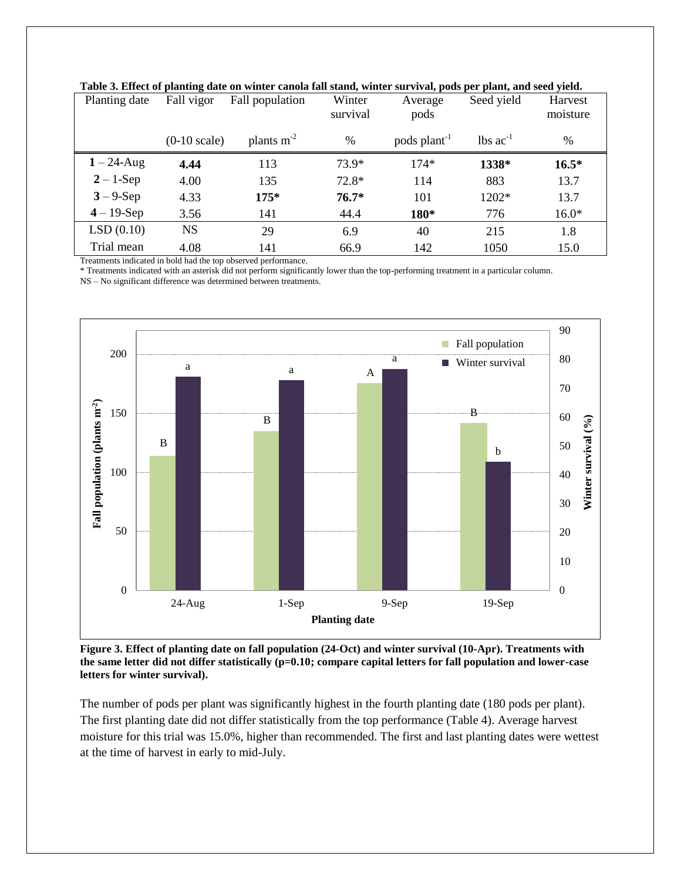**Table 3. Effect of planting date on winter canola fall stand, winter survival, pods per plant, and seed yield.**

| Planting date | Fall vigor | Fall population | Winter survival | Average pods | Seed yield | Harvest moisture |
|---|---|---|---|---|---|---|
| | (0-10 scale) | plants $m^{-2}$ | % | pods $plant^{-1}$ | lbs $ac^{-1}$ | % |
| **1** – 24-Aug | **4.44** | 113 | 73.9* | 174* | **1338*** | **16.5*** |
| **2** – 1-Sep | 4.00 | 135 | 72.8* | 114 | 883 | 13.7 |
| **3** – 9-Sep | 4.33 | **175*** | **76.7*** | 101 | 1202* | 13.7 |
| **4** – 19-Sep | 3.56 | 141 | 44.4 | **180*** | 776 | 16.0* |
| LSD (0.10) | NS | 29 | 6.9 | 40 | 215 | 1.8 |
| Trial mean | 4.08 | 141 | 66.9 | 142 | 1050 | 15.0 |

Treatments indicated in bold had the top observed performance.
* Treatments indicated with an asterisk did not perform significantly lower than the top-performing treatment in a particular column.
NS – No significant difference was determined between treatments.

**Figure 3. Effect of planting date on fall population (24-Oct) and winter survival (10-Apr). Treatments with the same letter did not differ statistically (p=0.10; compare capital letters for fall population and lower-case letters for winter survival).**

The number of pods per plant was significantly highest in the fourth planting date (180 pods per plant). The first planting date did not differ statistically from the top performance (Table 4). Average harvest moisture for this trial was 15.0%, higher than recommended. The first and last planting dates were wettest at the time of harvest in early to mid-July.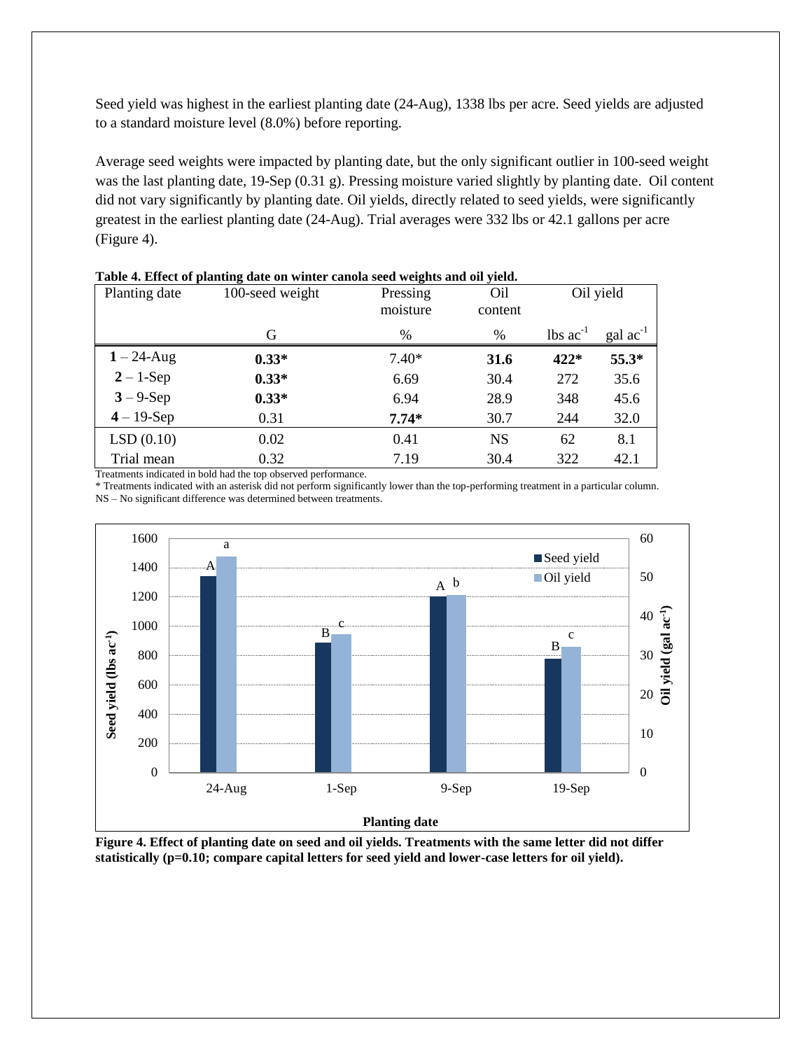Seed yield was highest in the earliest planting date (24-Aug), 1338 lbs per acre. Seed yields are adjusted to a standard moisture level (8.0%) before reporting.

Average seed weights were impacted by planting date, but the only significant outlier in 100-seed weight was the last planting date, 19-Sep (0.31 g). Pressing moisture varied slightly by planting date. Oil content did not vary significantly by planting date. Oil yields, directly related to seed yields, were significantly greatest in the earliest planting date (24-Aug). Trial averages were 332 lbs or 42.1 gallons per acre (Figure 4).

**Table 4. Effect of planting date on winter canola seed weights and oil yield.**

| Planting date | 100-seed weight | Pressing moisture | Oil content | Oil yield | |
|---|---|---|---|---|---|
| | G | % | % | lbs $ac^{-1}$ | gal $ac^{-1}$ |
| **1** – 24-Aug | **0.33*** | 7.40* | **31.6** | **422*** | **55.3*** |
| **2** – 1-Sep | **0.33*** | 6.69 | 30.4 | 272 | 35.6 |
| **3** – 9-Sep | **0.33*** | 6.94 | 28.9 | 348 | 45.6 |
| **4** – 19-Sep | 0.31 | **7.74*** | 30.7 | 244 | 32.0 |
| LSD (0.10) | 0.02 | 0.41 | NS | 62 | 8.1 |
| Trial mean | 0.32 | 7.19 | 30.4 | 322 | 42.1 |

Treatments indicated in bold had the top observed performance.
* Treatments indicated with an asterisk did not perform significantly lower than the top-performing treatment in a particular column.
NS – No significant difference was determined between treatments.

**Figure 4. Effect of planting date on seed and oil yields. Treatments with the same letter did not differ statistically (p=0.10; compare capital letters for seed yield and lower-case letters for oil yield).**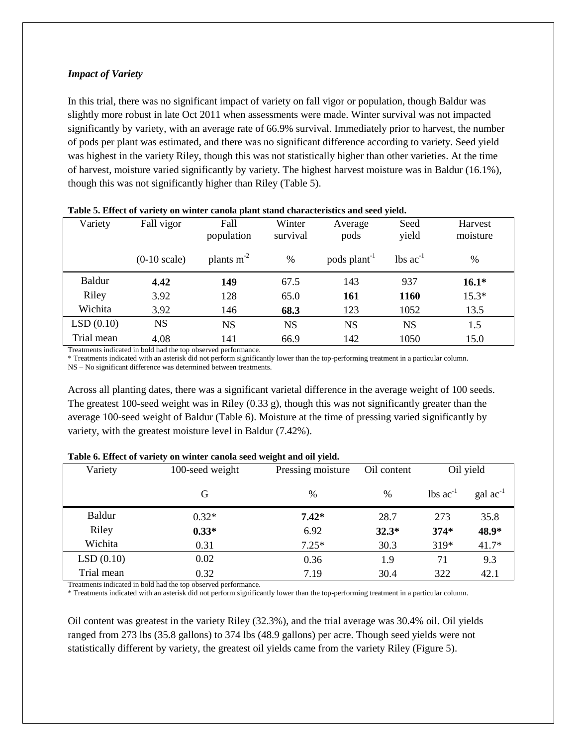### *Impact of Variety*

In this trial, there was no significant impact of variety on fall vigor or population, though Baldur was slightly more robust in late Oct 2011 when assessments were made. Winter survival was not impacted significantly by variety, with an average rate of 66.9% survival. Immediately prior to harvest, the number of pods per plant was estimated, and there was no significant difference according to variety. Seed yield was highest in the variety Riley, though this was not statistically higher than other varieties. At the time of harvest, moisture varied significantly by variety. The highest harvest moisture was in Baldur (16.1%), though this was not significantly higher than Riley (Table 5).

**Table 5. Effect of variety on winter canola plant stand characteristics and seed yield.**

| Variety | Fall vigor | Fall population | Winter survival | Average pods | Seed yield | Harvest moisture |
|---|---|---|---|---|---|---|
| | (0-10 scale) | plants $m^{-2}$ | % | pods $plant^{-1}$ | lbs $ac^{-1}$ | % |
| Baldur | **4.42** | **149** | 67.5 | 143 | 937 | **16.1*** |
| Riley | 3.92 | 128 | 65.0 | **161** | **1160** | 15.3* |
| Wichita | 3.92 | 146 | **68.3** | 123 | 1052 | 13.5 |
| LSD (0.10) | NS | NS | NS | NS | NS | 1.5 |
| Trial mean | 4.08 | 141 | 66.9 | 142 | 1050 | 15.0 |

Treatments indicated in bold had the top observed performance.
* Treatments indicated with an asterisk did not perform significantly lower than the top-performing treatment in a particular column.
NS – No significant difference was determined between treatments.

Across all planting dates, there was a significant varietal difference in the average weight of 100 seeds. The greatest 100-seed weight was in Riley (0.33 g), though this was not significantly greater than the average 100-seed weight of Baldur (Table 6). Moisture at the time of pressing varied significantly by variety, with the greatest moisture level in Baldur (7.42%).

**Table 6. Effect of variety on winter canola seed weight and oil yield.**

| Variety | 100-seed weight | Pressing moisture | Oil content | Oil yield | |
|---|---|---|---|---|---|
| | G | % | % | lbs $ac^{-1}$ | gal $ac^{-1}$ |
| Baldur | 0.32* | **7.42*** | 28.7 | 273 | 35.8 |
| Riley | **0.33*** | 6.92 | **32.3*** | **374*** | **48.9*** |
| Wichita | 0.31 | 7.25* | 30.3 | 319* | 41.7* |
| LSD (0.10) | 0.02 | 0.36 | 1.9 | 71 | 9.3 |
| Trial mean | 0.32 | 7.19 | 30.4 | 322 | 42.1 |

Treatments indicated in bold had the top observed performance.
* Treatments indicated with an asterisk did not perform significantly lower than the top-performing treatment in a particular column.

Oil content was greatest in the variety Riley (32.3%), and the trial average was 30.4% oil. Oil yields ranged from 273 lbs (35.8 gallons) to 374 lbs (48.9 gallons) per acre. Though seed yields were not statistically different by variety, the greatest oil yields came from the variety Riley (Figure 5).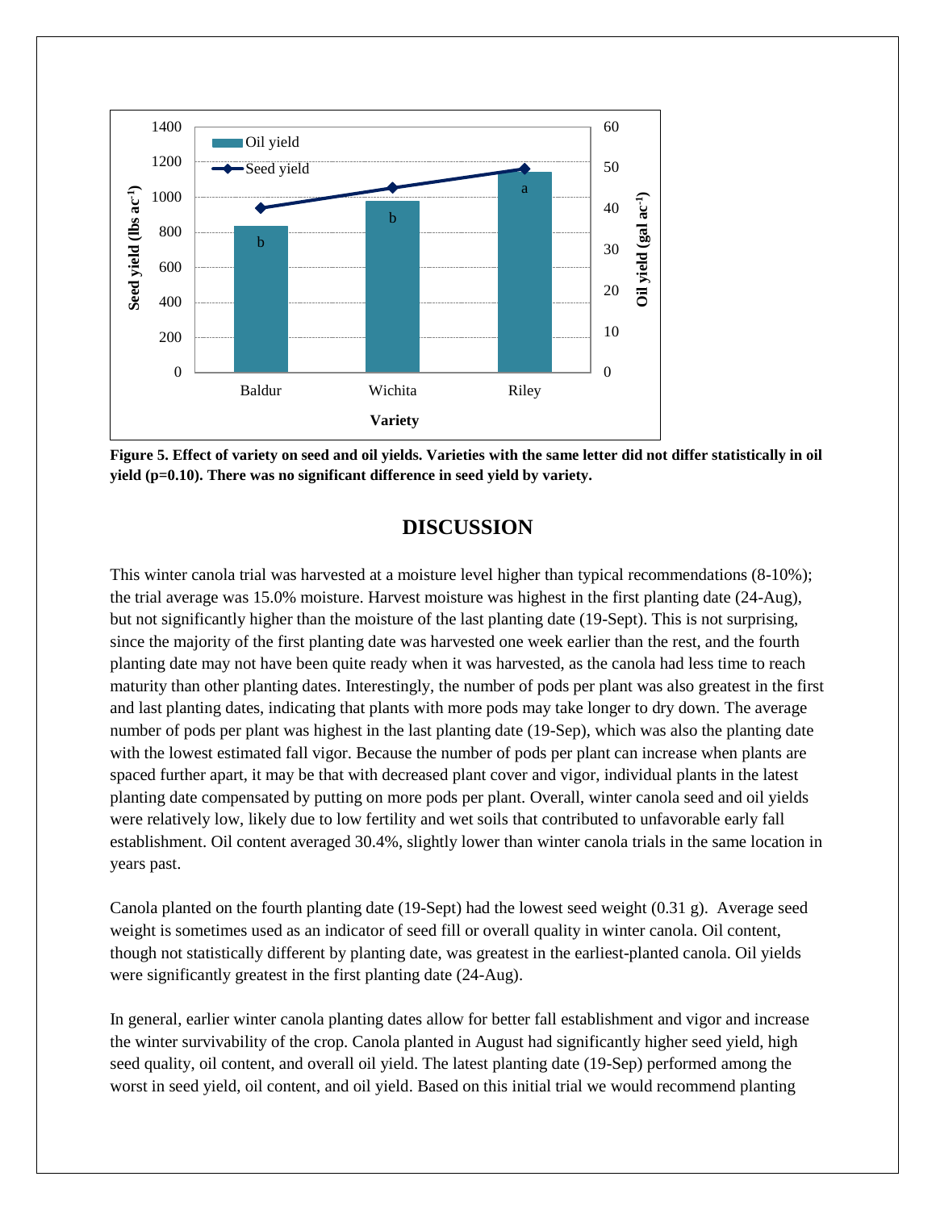**Figure 5. Effect of variety on seed and oil yields. Varieties with the same letter did not differ statistically in oil yield (p=0.10). There was no significant difference in seed yield by variety.**

## DISCUSSION

This winter canola trial was harvested at a moisture level higher than typical recommendations (8-10%); the trial average was 15.0% moisture. Harvest moisture was highest in the first planting date (24-Aug), but not significantly higher than the moisture of the last planting date (19-Sept). This is not surprising, since the majority of the first planting date was harvested one week earlier than the rest, and the fourth planting date may not have been quite ready when it was harvested, as the canola had less time to reach maturity than other planting dates. Interestingly, the number of pods per plant was also greatest in the first and last planting dates, indicating that plants with more pods may take longer to dry down. The average number of pods per plant was highest in the last planting date (19-Sep), which was also the planting date with the lowest estimated fall vigor. Because the number of pods per plant can increase when plants are spaced further apart, it may be that with decreased plant cover and vigor, individual plants in the latest planting date compensated by putting on more pods per plant. Overall, winter canola seed and oil yields were relatively low, likely due to low fertility and wet soils that contributed to unfavorable early fall establishment. Oil content averaged 30.4%, slightly lower than winter canola trials in the same location in years past.

Canola planted on the fourth planting date (19-Sept) had the lowest seed weight (0.31 g). Average seed weight is sometimes used as an indicator of seed fill or overall quality in winter canola. Oil content, though not statistically different by planting date, was greatest in the earliest-planted canola. Oil yields were significantly greatest in the first planting date (24-Aug).

In general, earlier winter canola planting dates allow for better fall establishment and vigor and increase the winter survivability of the crop. Canola planted in August had significantly higher seed yield, high seed quality, oil content, and overall oil yield. The latest planting date (19-Sep) performed among the worst in seed yield, oil content, and oil yield. Based on this initial trial we would recommend planting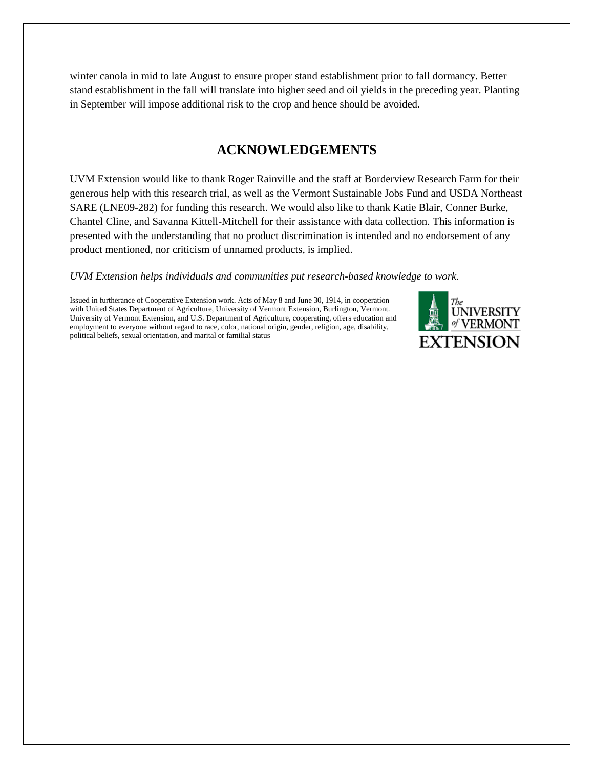winter canola in mid to late August to ensure proper stand establishment prior to fall dormancy. Better stand establishment in the fall will translate into higher seed and oil yields in the preceding year. Planting in September will impose additional risk to the crop and hence should be avoided.

## ACKNOWLEDGEMENTS

UVM Extension would like to thank Roger Rainville and the staff at Borderview Research Farm for their generous help with this research trial, as well as the Vermont Sustainable Jobs Fund and USDA Northeast SARE (LNE09-282) for funding this research. We would also like to thank Katie Blair, Conner Burke, Chantel Cline, and Savanna Kittell-Mitchell for their assistance with data collection. This information is presented with the understanding that no product discrimination is intended and no endorsement of any product mentioned, nor criticism of unnamed products, is implied.

*UVM Extension helps individuals and communities put research-based knowledge to work.*

Issued in furtherance of Cooperative Extension work. Acts of May 8 and June 30, 1914, in cooperation with United States Department of Agriculture, University of Vermont Extension, Burlington, Vermont. University of Vermont Extension, and U.S. Department of Agriculture, cooperating, offers education and employment to everyone without regard to race, color, national origin, gender, religion, age, disability, political beliefs, sexual orientation, and marital or familial status

The UNIVERSITY of VERMONT EXTENSION